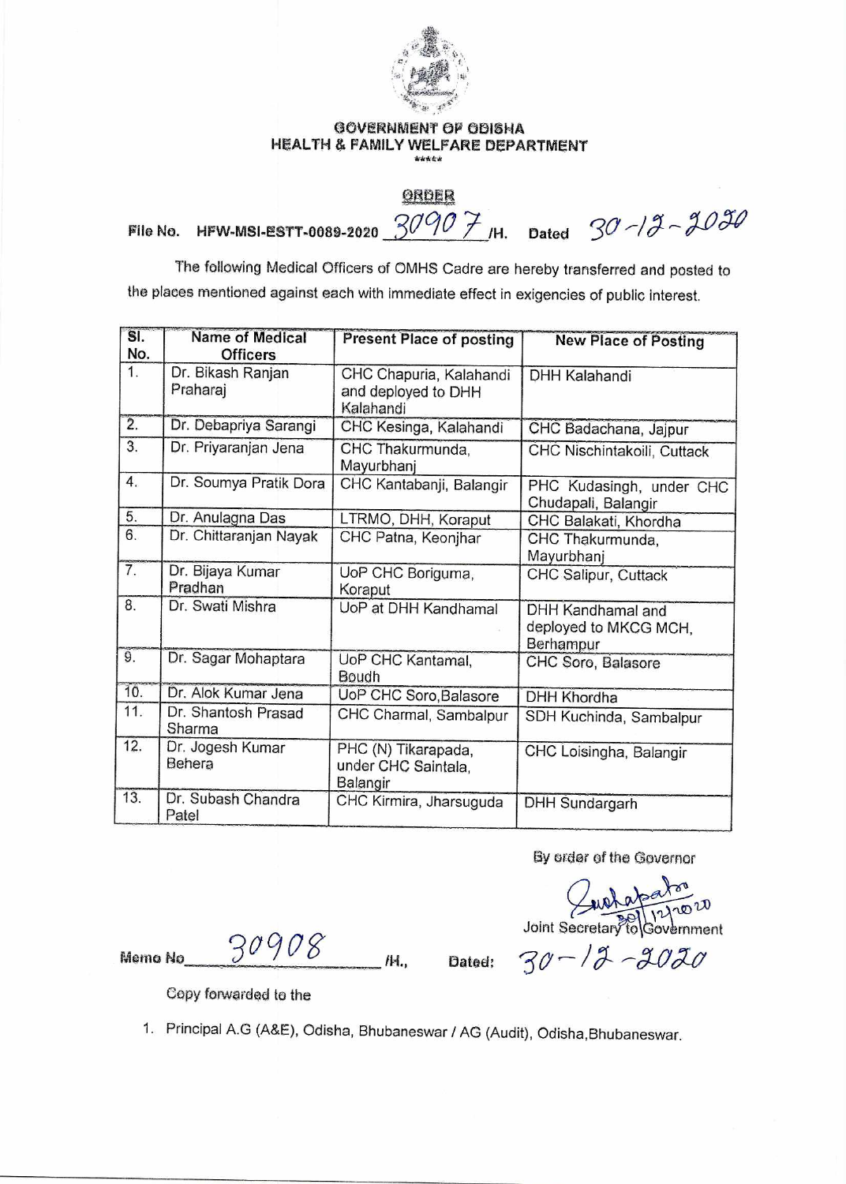GOVERNMENT OF ODISHA
HEALTH & FAMILY WELFARE DEPARTMENT

\*\*\*\*\*

**ORDER**

File No. HFW-MSI-ESTT-0089-2020 30907 /H. Dated 30-12-2020

The following Medical Officers of OMHS Cadre are hereby transferred and posted to the places mentioned against each with immediate effect in exigencies of public interest.

| Sl. No. | Name of Medical Officers | Present Place of posting | New Place of Posting |
|---|---|---|---|
| 1. | Dr. Bikash Ranjan Praharaj | CHC Chapuria, Kalahandi and deployed to DHH Kalahandi | DHH Kalahandi |
| 2. | Dr. Debapriya Sarangi | CHC Kesinga, Kalahandi | CHC Badachana, Jajpur |
| 3. | Dr. Priyaranjan Jena | CHC Thakurmunda, Mayurbhanj | CHC Nischintakoili, Cuttack |
| 4. | Dr. Soumya Pratik Dora | CHC Kantabanji, Balangir | PHC Kudasingh, under CHC Chudapali, Balangir |
| 5. | Dr. Anulagna Das | LTRMO, DHH, Koraput | CHC Balakati, Khordha |
| 6. | Dr. Chittaranjan Nayak | CHC Patna, Keonjhar | CHC Thakurmunda, Mayurbhanj |
| 7. | Dr. Bijaya Kumar Pradhan | UoP CHC Boriguma, Koraput | CHC Salipur, Cuttack |
| 8. | Dr. Swati Mishra | UoP at DHH Kandhamal | DHH Kandhamal and deployed to MKCG MCH, Berhampur |
| 9. | Dr. Sagar Mohaptara | UoP CHC Kantamal, Boudh | CHC Soro, Balasore |
| 10. | Dr. Alok Kumar Jena | UoP CHC Soro,Balasore | DHH Khordha |
| 11. | Dr. Shantosh Prasad Sharma | CHC Charmal, Sambalpur | SDH Kuchinda, Sambalpur |
| 12. | Dr. Jogesh Kumar Behera | PHC (N) Tikarapada, under CHC Saintala, Balangir | CHC Loisingha, Balangir |
| 13. | Dr. Subash Chandra Patel | CHC Kirmira, Jharsuguda | DHH Sundargarh |

By order of the Governor

30/12/2020

Joint Secretary to Government

Memo No 30908 /H., Dated: 30-12-2020

Copy forwarded to the

1. Principal A.G (A&E), Odisha, Bhubaneswar / AG (Audit), Odisha,Bhubaneswar.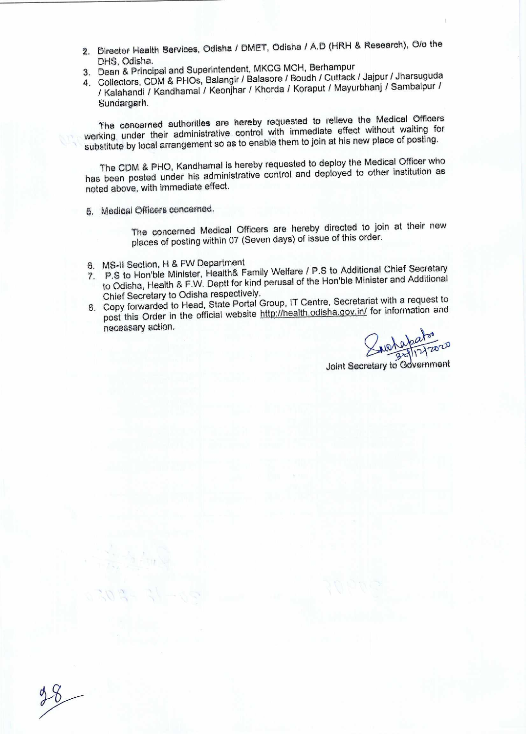2. Director Health Services, Odisha / DMET, Odisha / A.D (HRH & Research), O/o the DHS, Odisha.
3. Dean & Principal and Superintendent, MKCG MCH, Berhampur
4. Collectors, CDM & PHOs, Balangir / Balasore / Boudh / Cuttack / Jajpur / Jharsuguda / Kalahandi / Kandhamal / Keonjhar / Khorda / Koraput / Mayurbhanj / Sambalpur / Sundargarh.

The concerned authorities are hereby requested to relieve the Medical Officers working under their administrative control with immediate effect without waiting for substitute by local arrangement so as to enable them to join at his new place of posting.

The CDM & PHO, Kandhamal is hereby requested to deploy the Medical Officer who has been posted under his administrative control and deployed to other institution as noted above, with immediate effect.

5. Medical Officers concerned.

   The concerned Medical Officers are hereby directed to join at their new places of posting within 07 (Seven days) of issue of this order.

6. MS-II Section, H & FW Department
7. P.S to Hon'ble Minister, Health& Family Welfare / P.S to Additional Chief Secretary to Odisha, Health & F.W. Deptt for kind perusal of the Hon'ble Minister and Additional Chief Secretary to Odisha respectively.
8. Copy forwarded to Head, State Portal Group, IT Centre, Secretariat with a request to post this Order in the official website http://health.odisha.gov.in/ for information and necessary action.

Sd/- 30/12/2020

Joint Secretary to Government